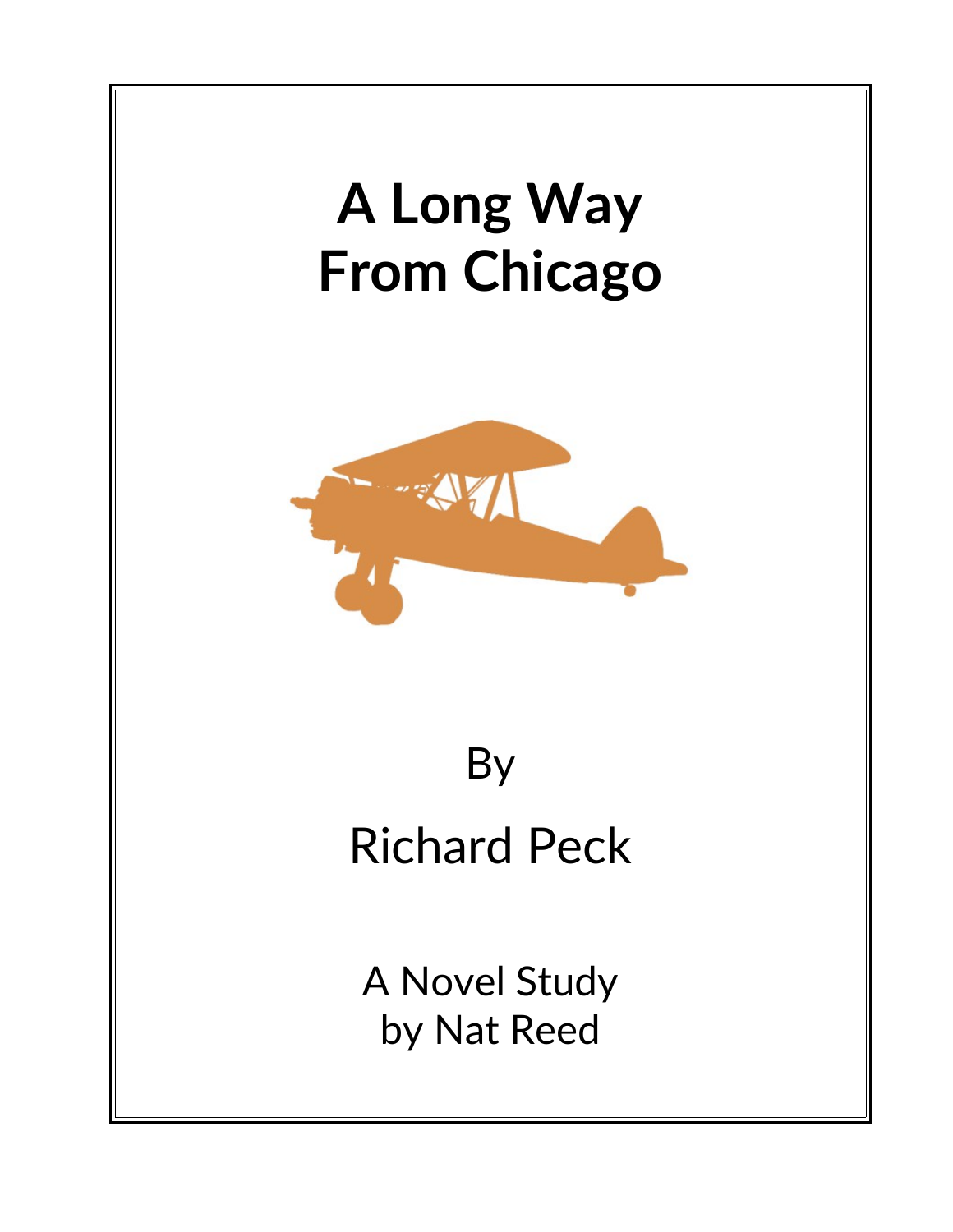# A Long Way From Chicago

By

Richard Peck

A Novel Study
by Nat Reed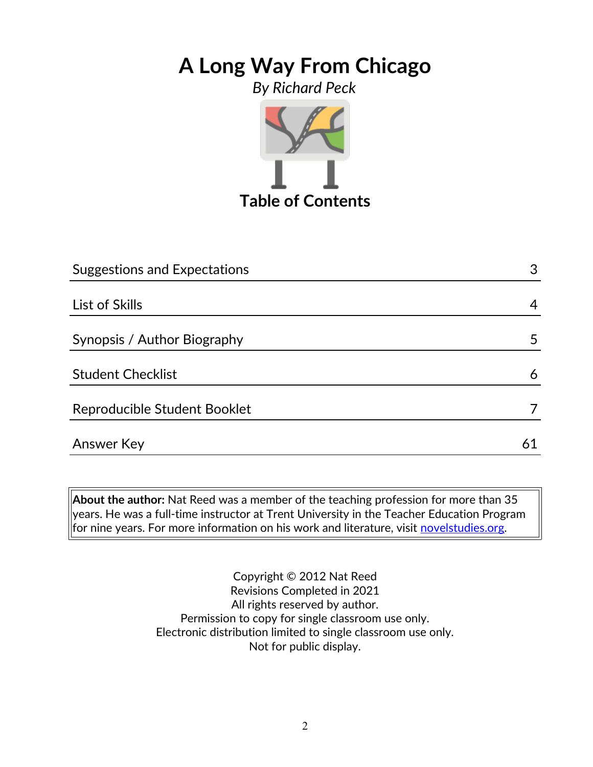# A Long Way From Chicago

*By Richard Peck*

## Table of Contents

| | |
|---|---|
| Suggestions and Expectations | 3 |
| List of Skills | 4 |
| Synopsis / Author Biography | 5 |
| Student Checklist | 6 |
| Reproducible Student Booklet | 7 |
| Answer Key | 61 |

**About the author:** Nat Reed was a member of the teaching profession for more than 35 years. He was a full-time instructor at Trent University in the Teacher Education Program for nine years. For more information on his work and literature, visit novelstudies.org.

Copyright © 2012 Nat Reed
Revisions Completed in 2021
All rights reserved by author.
Permission to copy for single classroom use only.
Electronic distribution limited to single classroom use only.
Not for public display.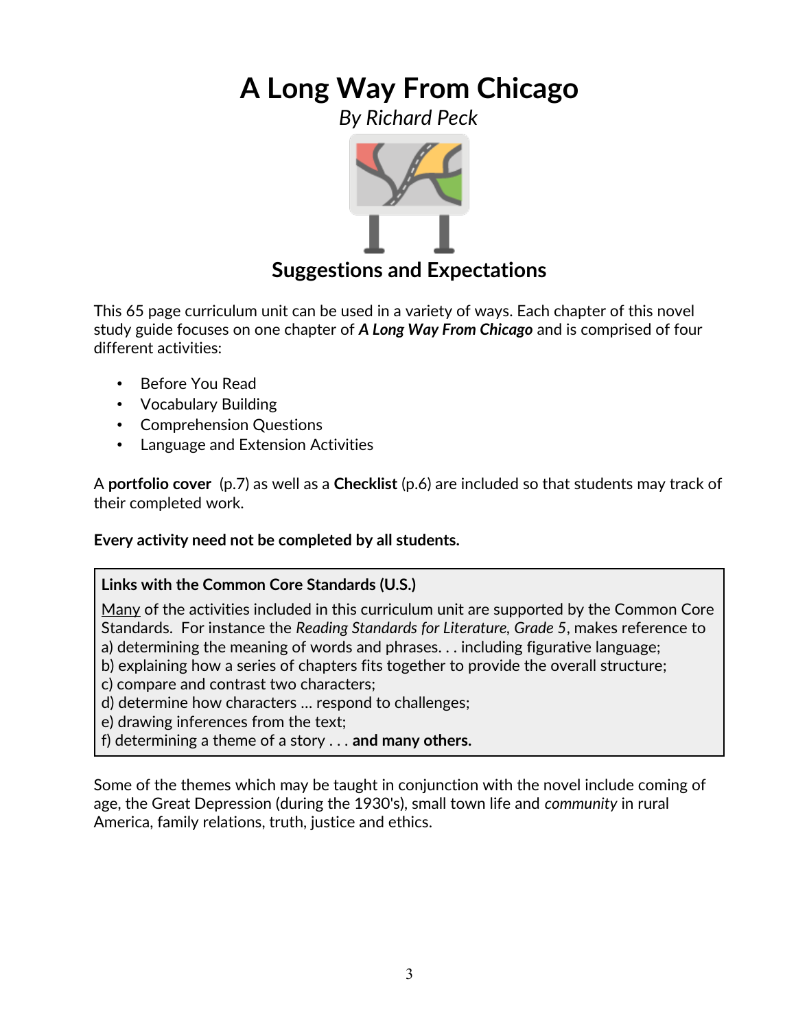# A Long Way From Chicago

*By Richard Peck*

## Suggestions and Expectations

This 65 page curriculum unit can be used in a variety of ways. Each chapter of this novel study guide focuses on one chapter of ***A Long Way From Chicago*** and is comprised of four different activities:

- Before You Read
- Vocabulary Building
- Comprehension Questions
- Language and Extension Activities

A **portfolio cover** (p.7) as well as a **Checklist** (p.6) are included so that students may track of their completed work.

**Every activity need not be completed by all students.**

> **Links with the Common Core Standards (U.S.)**
>
> Many of the activities included in this curriculum unit are supported by the Common Core Standards. For instance the *Reading Standards for Literature, Grade 5*, makes reference to
> a) determining the meaning of words and phrases. . . including figurative language;
> b) explaining how a series of chapters fits together to provide the overall structure;
> c) compare and contrast two characters;
> d) determine how characters … respond to challenges;
> e) drawing inferences from the text;
> f) determining a theme of a story . . . **and many others.**

Some of the themes which may be taught in conjunction with the novel include coming of age, the Great Depression (during the 1930's), small town life and *community* in rural America, family relations, truth, justice and ethics.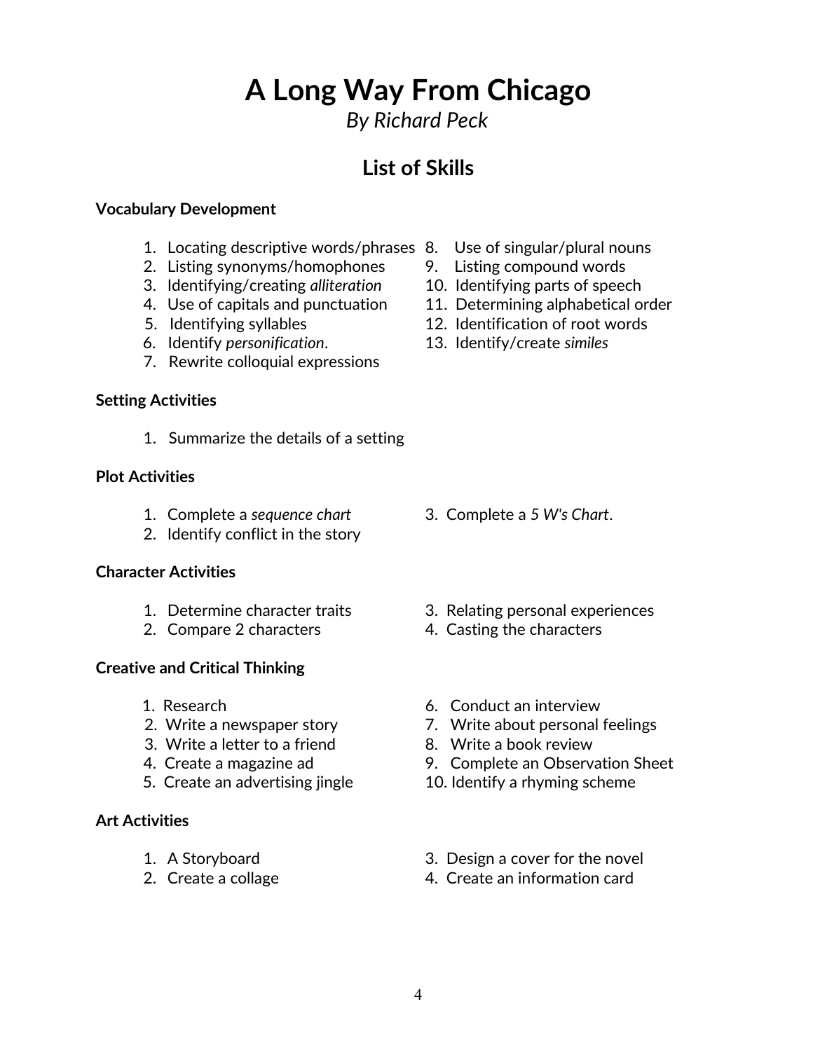# A Long Way From Chicago

*By Richard Peck*

## List of Skills

**Vocabulary Development**

1. Locating descriptive words/phrases
2. Listing synonyms/homophones
3. Identifying/creating *alliteration*
4. Use of capitals and punctuation
5. Identifying syllables
6. Identify *personification*.
7. Rewrite colloquial expressions
8. Use of singular/plural nouns
9. Listing compound words
10. Identifying parts of speech
11. Determining alphabetical order
12. Identification of root words
13. Identify/create *similes*

**Setting Activities**

1. Summarize the details of a setting

**Plot Activities**

1. Complete a *sequence chart*
2. Identify conflict in the story
3. Complete a *5 W's Chart*.

**Character Activities**

1. Determine character traits
2. Compare 2 characters
3. Relating personal experiences
4. Casting the characters

**Creative and Critical Thinking**

1. Research
2. Write a newspaper story
3. Write a letter to a friend
4. Create a magazine ad
5. Create an advertising jingle
6. Conduct an interview
7. Write about personal feelings
8. Write a book review
9. Complete an Observation Sheet
10. Identify a rhyming scheme

**Art Activities**

1. A Storyboard
2. Create a collage
3. Design a cover for the novel
4. Create an information card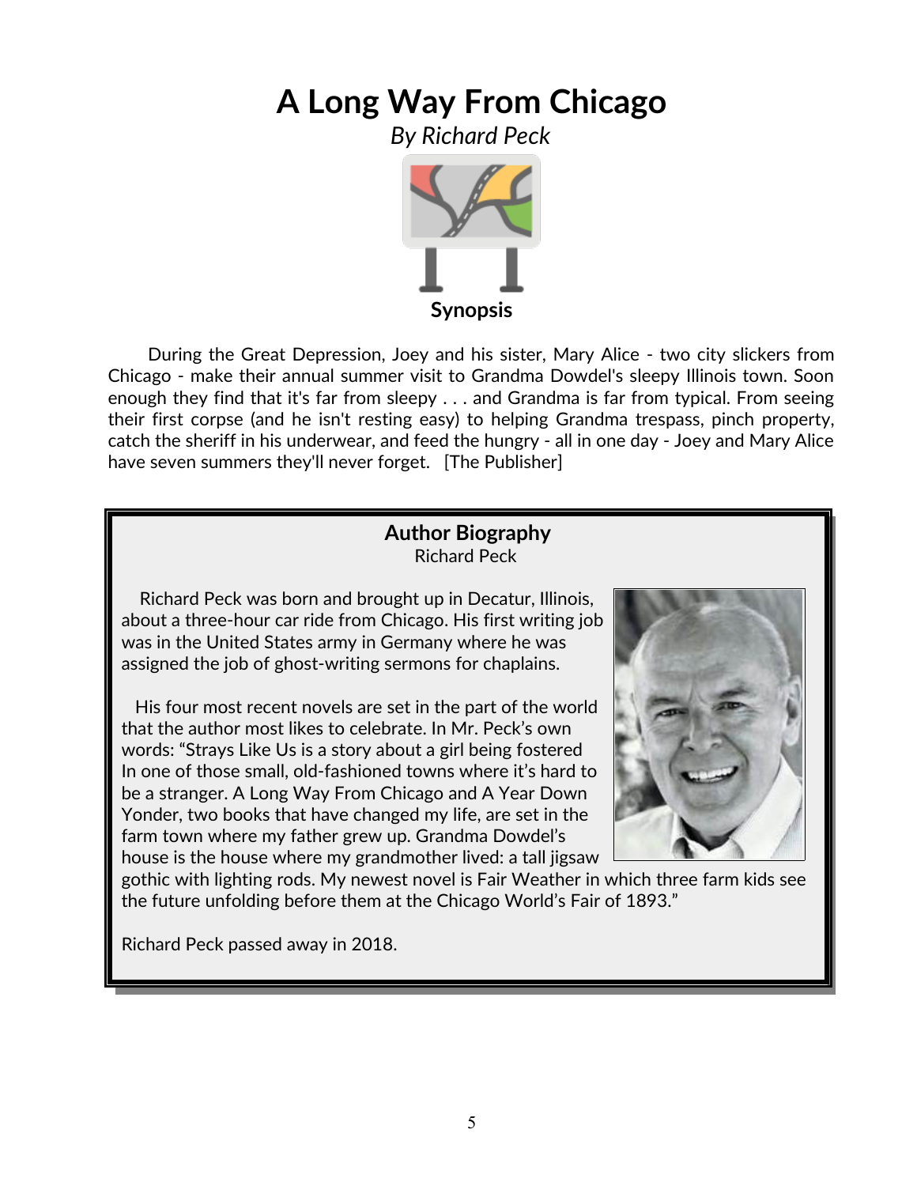# A Long Way From Chicago

*By Richard Peck*

## Synopsis

During the Great Depression, Joey and his sister, Mary Alice - two city slickers from Chicago - make their annual summer visit to Grandma Dowdel's sleepy Illinois town. Soon enough they find that it's far from sleepy . . . and Grandma is far from typical. From seeing their first corpse (and he isn't resting easy) to helping Grandma trespass, pinch property, catch the sheriff in his underwear, and feed the hungry - all in one day - Joey and Mary Alice have seven summers they'll never forget. [The Publisher]

### Author Biography

Richard Peck

Richard Peck was born and brought up in Decatur, Illinois, about a three-hour car ride from Chicago. His first writing job was in the United States army in Germany where he was assigned the job of ghost-writing sermons for chaplains.

His four most recent novels are set in the part of the world that the author most likes to celebrate. In Mr. Peck's own words: "Strays Like Us is a story about a girl being fostered In one of those small, old-fashioned towns where it's hard to be a stranger. A Long Way From Chicago and A Year Down Yonder, two books that have changed my life, are set in the farm town where my father grew up. Grandma Dowdel's house is the house where my grandmother lived: a tall jigsaw gothic with lighting rods. My newest novel is Fair Weather in which three farm kids see the future unfolding before them at the Chicago World's Fair of 1893."

Richard Peck passed away in 2018.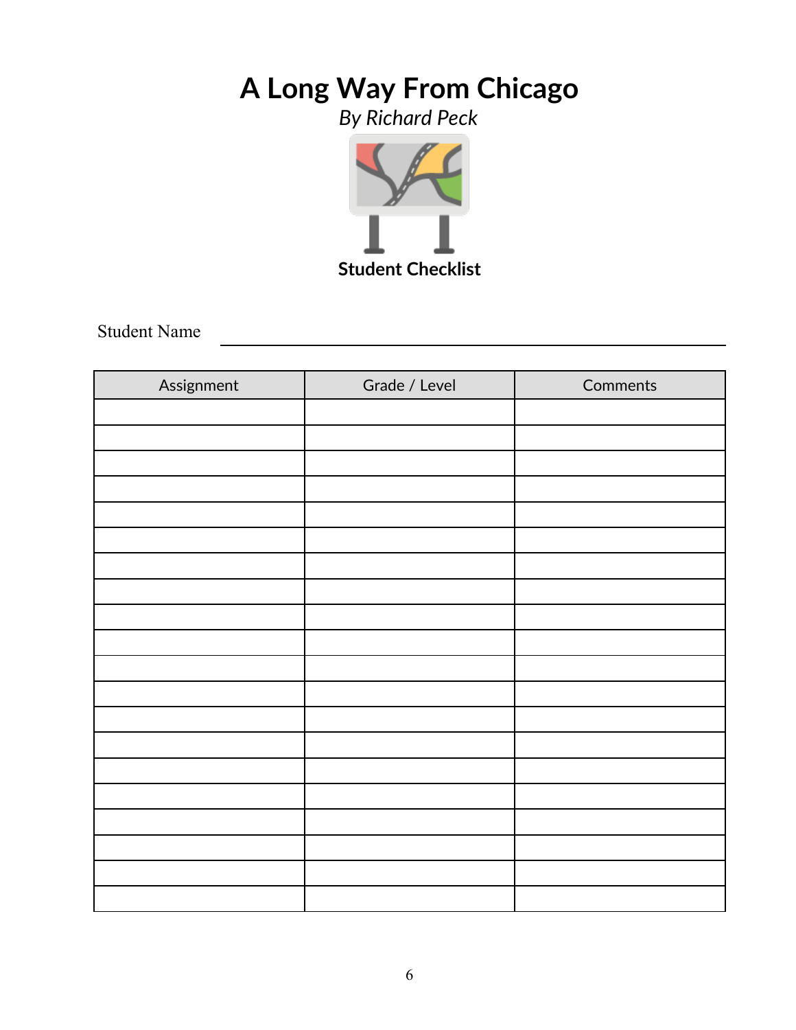# A Long Way From Chicago

*By Richard Peck*

**Student Checklist**

Student Name ______________________________

| Assignment | Grade / Level | Comments |
|---|---|---|
| | | |
| | | |
| | | |
| | | |
| | | |
| | | |
| | | |
| | | |
| | | |
| | | |
| | | |
| | | |
| | | |
| | | |
| | | |
| | | |
| | | |
| | | |
| | | |
| | | |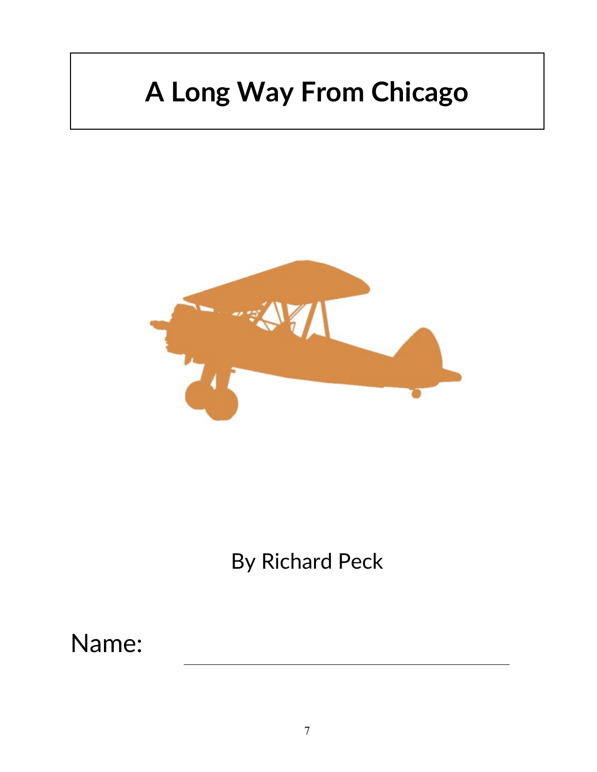# A Long Way From Chicago

By Richard Peck

Name: ______________________________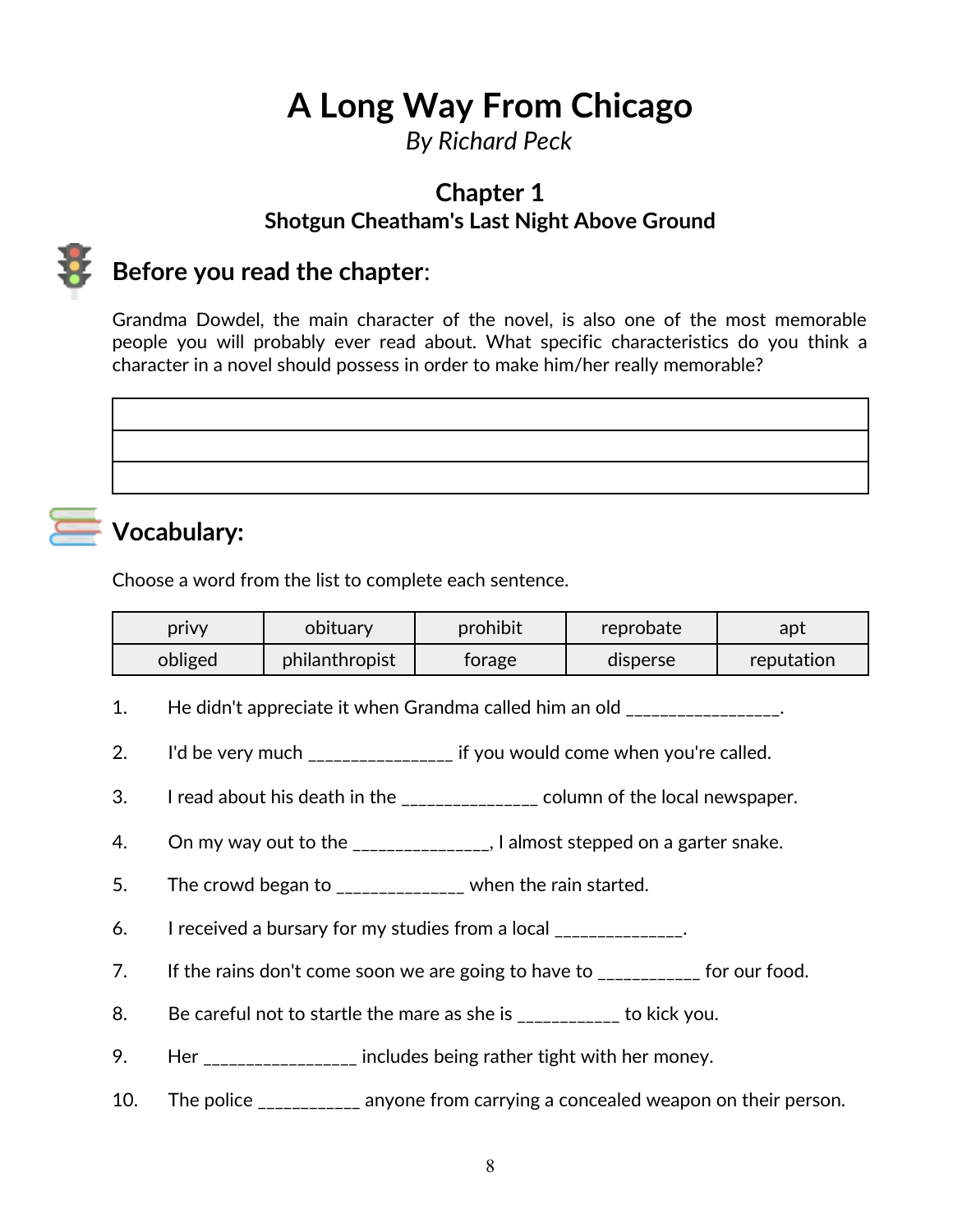# A Long Way From Chicago

*By Richard Peck*

## Chapter 1

### Shotgun Cheatham's Last Night Above Ground

## Before you read the chapter:

Grandma Dowdel, the main character of the novel, is also one of the most memorable people you will probably ever read about. What specific characteristics do you think a character in a novel should possess in order to make him/her really memorable?

| |
|---|
| |
| |
| |

## Vocabulary:

Choose a word from the list to complete each sentence.

| privy | obituary | prohibit | reprobate | apt |
|---|---|---|---|---|
| obliged | philanthropist | forage | disperse | reputation |

1. He didn't appreciate it when Grandma called him an old ________________.
2. I'd be very much _______________ if you would come when you're called.
3. I read about his death in the ______________ column of the local newspaper.
4. On my way out to the ______________, I almost stepped on a garter snake.
5. The crowd began to _____________ when the rain started.
6. I received a bursary for my studies from a local _____________.
7. If the rains don't come soon we are going to have to ___________ for our food.
8. Be careful not to startle the mare as she is ___________ to kick you.
9. Her ________________ includes being rather tight with her money.
10. The police ___________ anyone from carrying a concealed weapon on their person.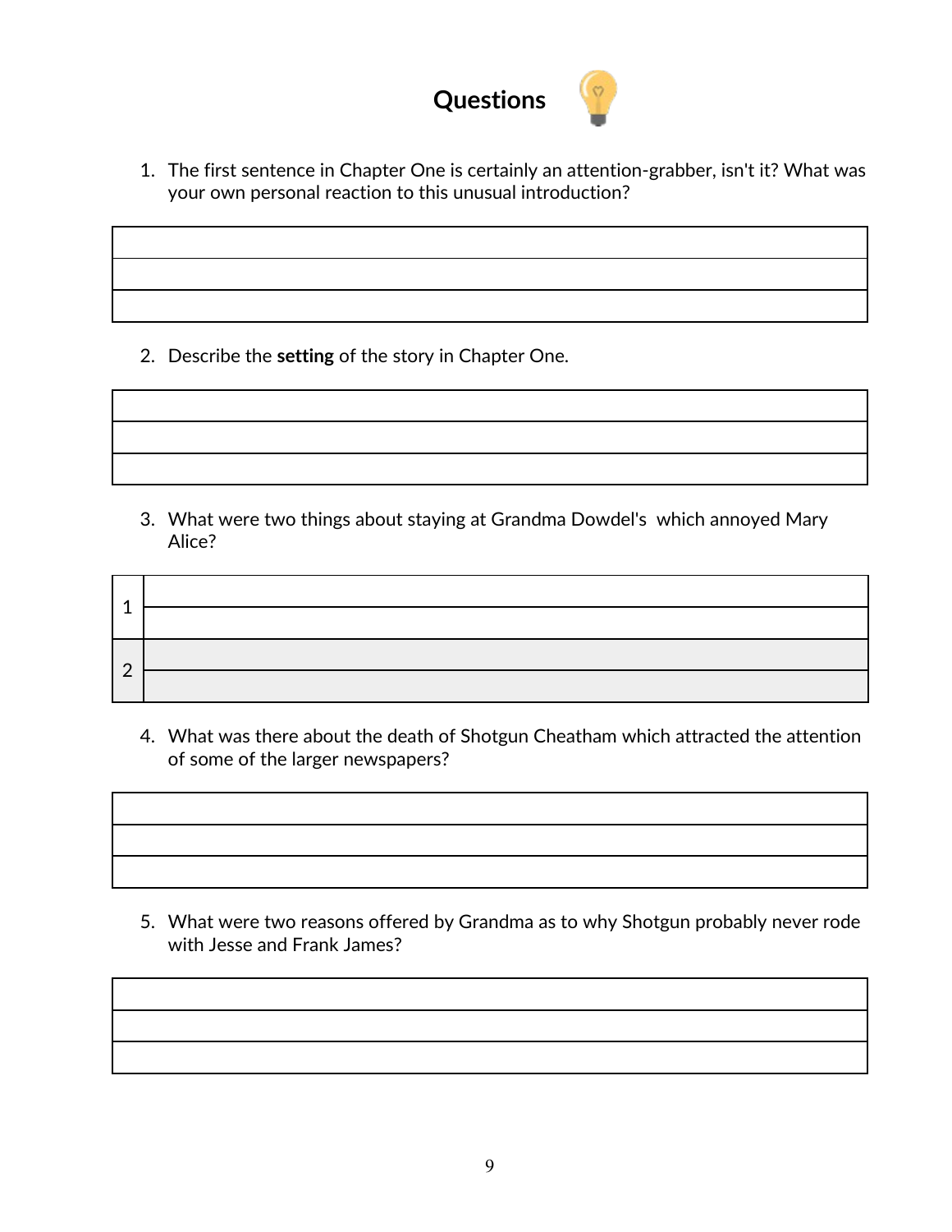# Questions

1. The first sentence in Chapter One is certainly an attention-grabber, isn't it? What was your own personal reaction to this unusual introduction?

| |
|---|
| |
| |
| |

2. Describe the **setting** of the story in Chapter One.

| |
|---|
| |
| |
| |

3. What were two things about staying at Grandma Dowdel's which annoyed Mary Alice?

| | |
|---|---|
| 1 | |
| | |
| 2 | |
| | |

4. What was there about the death of Shotgun Cheatham which attracted the attention of some of the larger newspapers?

| |
|---|
| |
| |
| |

5. What were two reasons offered by Grandma as to why Shotgun probably never rode with Jesse and Frank James?

| |
|---|
| |
| |
| |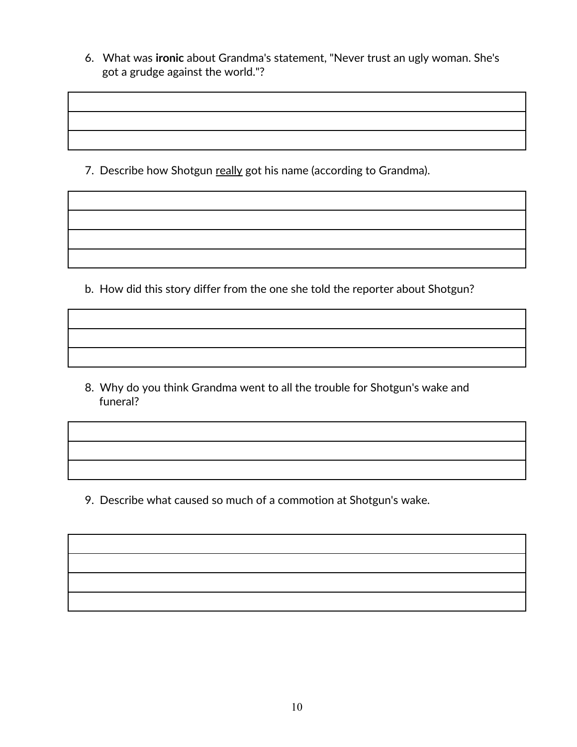6. What was **ironic** about Grandma's statement, "Never trust an ugly woman. She's got a grudge against the world."?

| |
|---|
| |
| |

7. Describe how Shotgun <u>really</u> got his name (according to Grandma).

| |
|---|
| |
| |
| |

b. How did this story differ from the one she told the reporter about Shotgun?

| |
|---|
| |
| |

8. Why do you think Grandma went to all the trouble for Shotgun's wake and funeral?

| |
|---|
| |
| |

9. Describe what caused so much of a commotion at Shotgun's wake.

| |
|---|
| |
| |
| |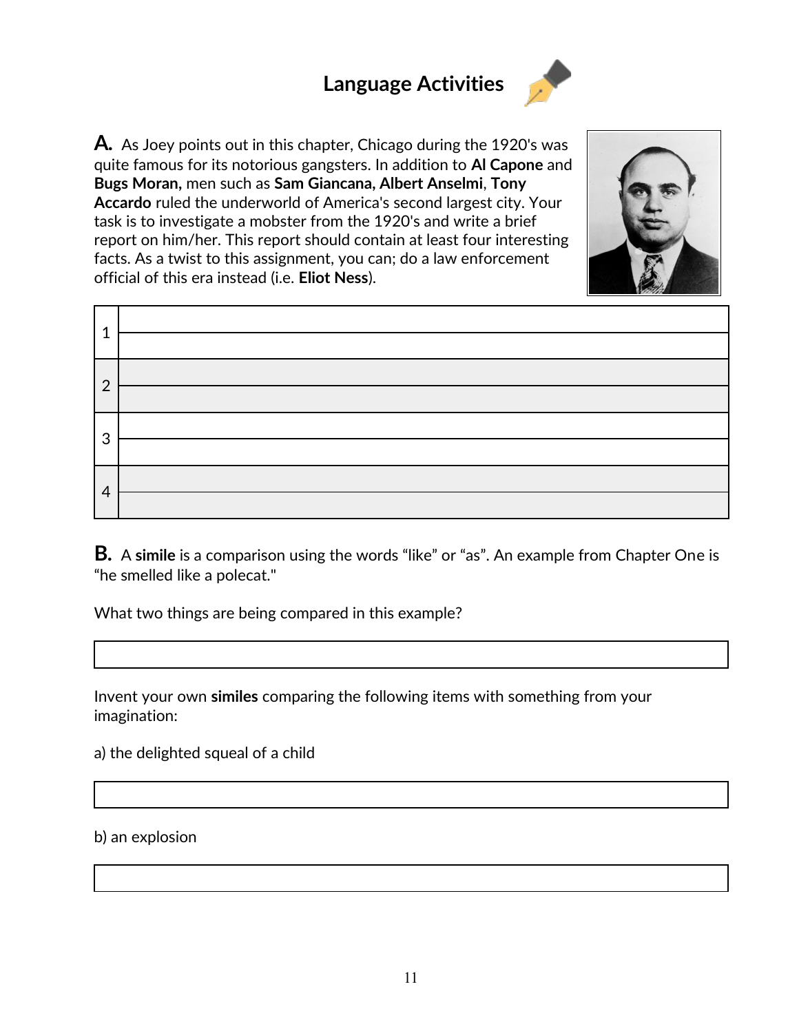# Language Activities

**A.** As Joey points out in this chapter, Chicago during the 1920's was quite famous for its notorious gangsters. In addition to **Al Capone** and **Bugs Moran,** men such as **Sam Giancana, Albert Anselmi**, **Tony Accardo** ruled the underworld of America's second largest city. Your task is to investigate a mobster from the 1920's and write a brief report on him/her. This report should contain at least four interesting facts. As a twist to this assignment, you can; do a law enforcement official of this era instead (i.e. **Eliot Ness**).

| | |
|---|---|
| 1 | |
| 2 | |
| 3 | |
| 4 | |

**B.** A **simile** is a comparison using the words "like" or "as". An example from Chapter One is "he smelled like a polecat."

What two things are being compared in this example?

| |
|---|
| |

Invent your own **similes** comparing the following items with something from your imagination:

a) the delighted squeal of a child

| |
|---|
| |

b) an explosion

| |
|---|
| |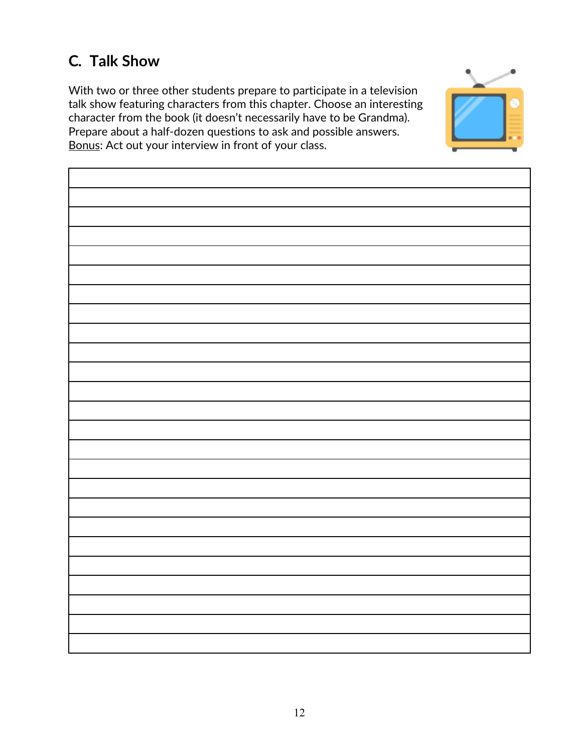## C. Talk Show

With two or three other students prepare to participate in a television talk show featuring characters from this chapter. Choose an interesting character from the book (it doesn't necessarily have to be Grandma). Prepare about a half-dozen questions to ask and possible answers. <u>Bonus</u>: Act out your interview in front of your class.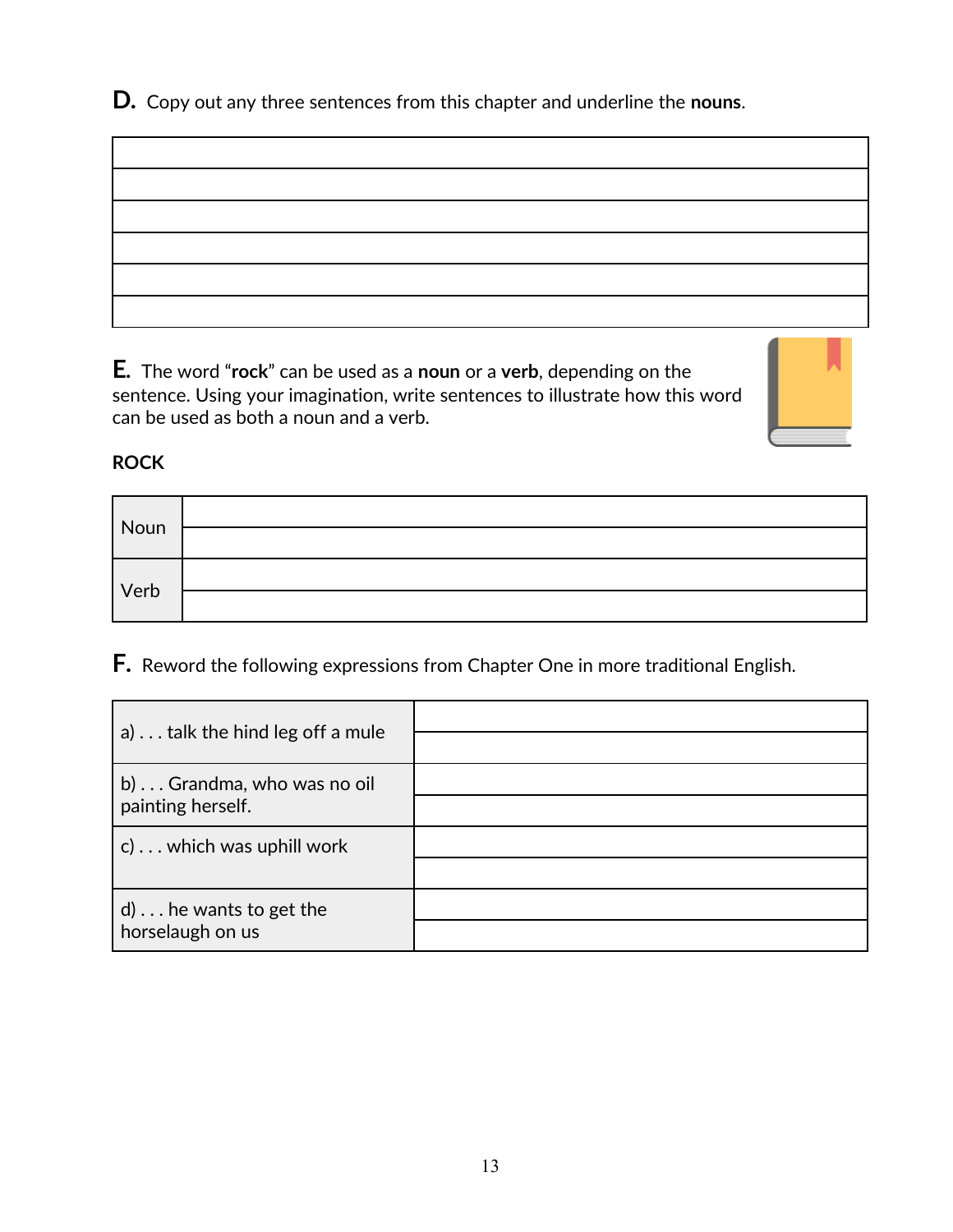**D.** Copy out any three sentences from this chapter and underline the **nouns**.

| |
|---|
| |
| |
| |
| |
| |
| |

**E.** The word "**rock**" can be used as a **noun** or a **verb**, depending on the sentence. Using your imagination, write sentences to illustrate how this word can be used as both a noun and a verb.

**ROCK**

| | |
|---|---|
| Noun | |
| | |
| Verb | |
| | |

**F.** Reword the following expressions from Chapter One in more traditional English.

| | |
|---|---|
| a) . . . talk the hind leg off a mule | |
| | |
| b) . . . Grandma, who was no oil painting herself. | |
| | |
| c) . . . which was uphill work | |
| | |
| d) . . . he wants to get the horselaugh on us | |
| | |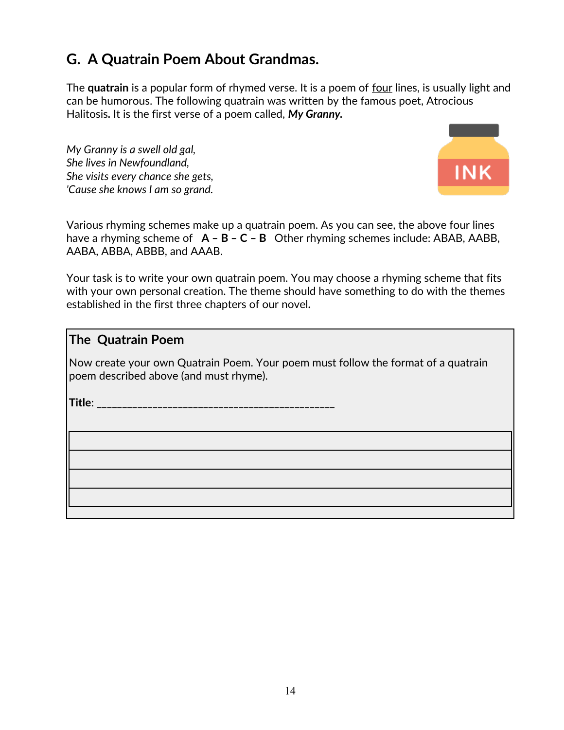## G. A Quatrain Poem About Grandmas.

The **quatrain** is a popular form of rhymed verse. It is a poem of <u>four</u> lines, is usually light and can be humorous. The following quatrain was written by the famous poet, Atrocious Halitosis. It is the first verse of a poem called, ***My Granny.***

*My Granny is a swell old gal,*
*She lives in Newfoundland,*
*She visits every chance she gets,*
*'Cause she knows I am so grand.*

Various rhyming schemes make up a quatrain poem. As you can see, the above four lines have a rhyming scheme of **A – B – C – B** Other rhyming schemes include: ABAB, AABB, AABA, ABBA, ABBB, and AAAB.

Your task is to write your own quatrain poem. You may choose a rhyming scheme that fits with your own personal creation. The theme should have something to do with the themes established in the first three chapters of our novel**.**

### The Quatrain Poem

Now create your own Quatrain Poem. Your poem must follow the format of a quatrain poem described above (and must rhyme).

**Title**: ______________________________________________

|  |
|---|
|  |
|  |
|  |
|  |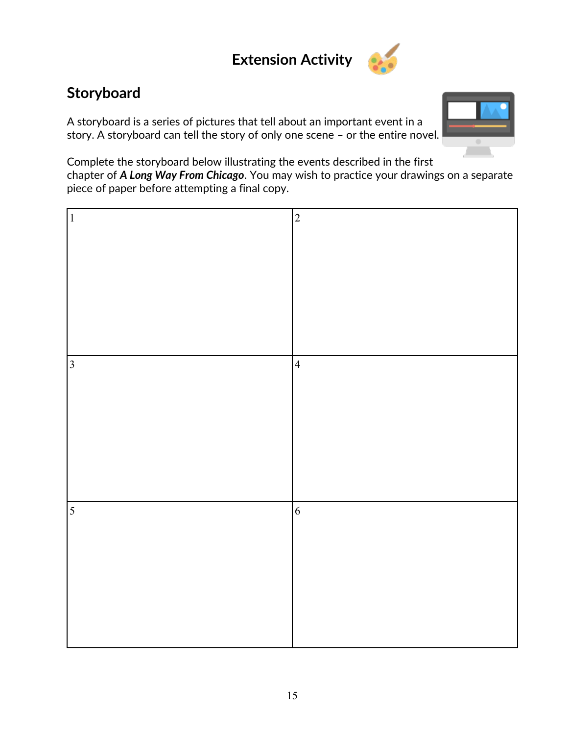# Extension Activity

## Storyboard

A storyboard is a series of pictures that tell about an important event in a story. A storyboard can tell the story of only one scene – or the entire novel.

Complete the storyboard below illustrating the events described in the first chapter of ***A Long Way From Chicago***. You may wish to practice your drawings on a separate piece of paper before attempting a final copy.

| | |
|---|---|
| 1 | 2 |
| 3 | 4 |
| 5 | 6 |